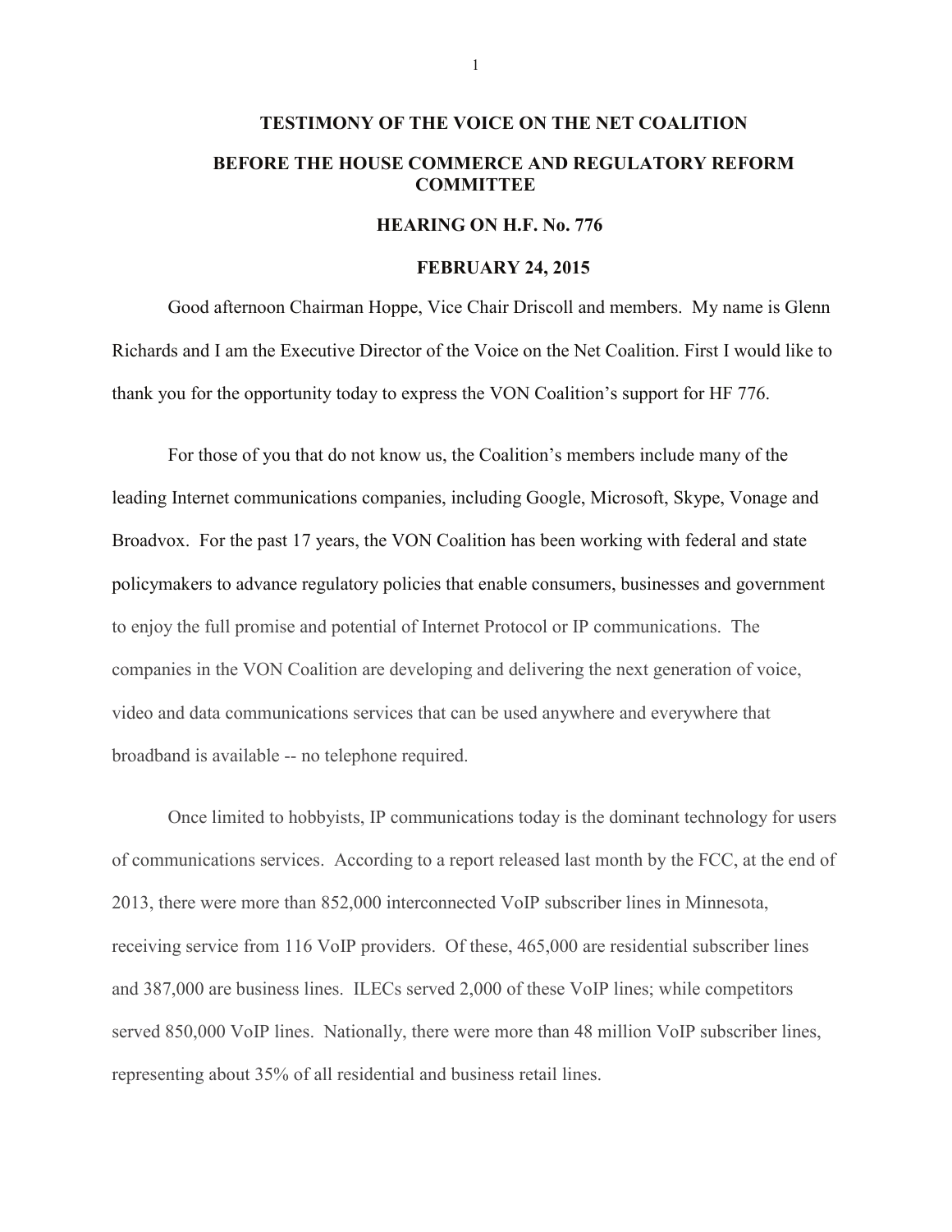# TESTIMONY OF THE VOICE ON THE NET COALITION

## BEFORE THE HOUSE COMMERCE AND REGULATORY REFORM COMMITTEE

## HEARING ON H.F. No. 776

## FEBRUARY 24, 2015

Good afternoon Chairman Hoppe, Vice Chair Driscoll and members. My name is Glenn Richards and I am the Executive Director of the Voice on the Net Coalition. First I would like to thank you for the opportunity today to express the VON Coalition's support for HF 776.

For those of you that do not know us, the Coalition's members include many of the leading Internet communications companies, including Google, Microsoft, Skype, Vonage and Broadvox. For the past 17 years, the VON Coalition has been working with federal and state policymakers to advance regulatory policies that enable consumers, businesses and government to enjoy the full promise and potential of Internet Protocol or IP communications. The companies in the VON Coalition are developing and delivering the next generation of voice, video and data communications services that can be used anywhere and everywhere that broadband is available -- no telephone required.

Once limited to hobbyists, IP communications today is the dominant technology for users of communications services. According to a report released last month by the FCC, at the end of 2013, there were more than 852,000 interconnected VoIP subscriber lines in Minnesota, receiving service from 116 VoIP providers. Of these, 465,000 are residential subscriber lines and 387,000 are business lines. ILECs served 2,000 of these VoIP lines; while competitors served 850,000 VoIP lines. Nationally, there were more than 48 million VoIP subscriber lines, representing about 35% of all residential and business retail lines.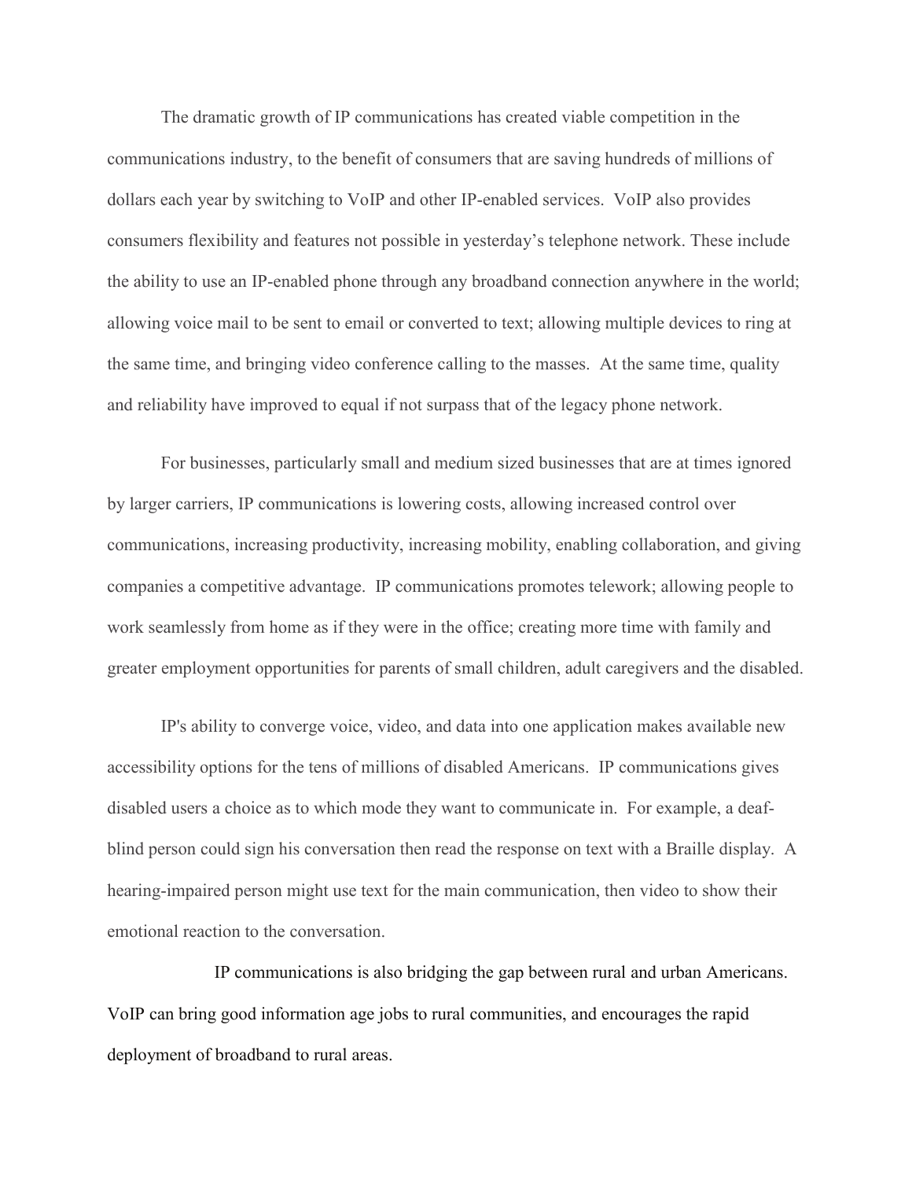The dramatic growth of IP communications has created viable competition in the communications industry, to the benefit of consumers that are saving hundreds of millions of dollars each year by switching to VoIP and other IP-enabled services. VoIP also provides consumers flexibility and features not possible in yesterday's telephone network. These include the ability to use an IP-enabled phone through any broadband connection anywhere in the world; allowing voice mail to be sent to email or converted to text; allowing multiple devices to ring at the same time, and bringing video conference calling to the masses. At the same time, quality and reliability have improved to equal if not surpass that of the legacy phone network.

For businesses, particularly small and medium sized businesses that are at times ignored by larger carriers, IP communications is lowering costs, allowing increased control over communications, increasing productivity, increasing mobility, enabling collaboration, and giving companies a competitive advantage. IP communications promotes telework; allowing people to work seamlessly from home as if they were in the office; creating more time with family and greater employment opportunities for parents of small children, adult caregivers and the disabled.

IP's ability to converge voice, video, and data into one application makes available new accessibility options for the tens of millions of disabled Americans. IP communications gives disabled users a choice as to which mode they want to communicate in. For example, a deaf-blind person could sign his conversation then read the response on text with a Braille display. A hearing-impaired person might use text for the main communication, then video to show their emotional reaction to the conversation.

IP communications is also bridging the gap between rural and urban Americans. VoIP can bring good information age jobs to rural communities, and encourages the rapid deployment of broadband to rural areas.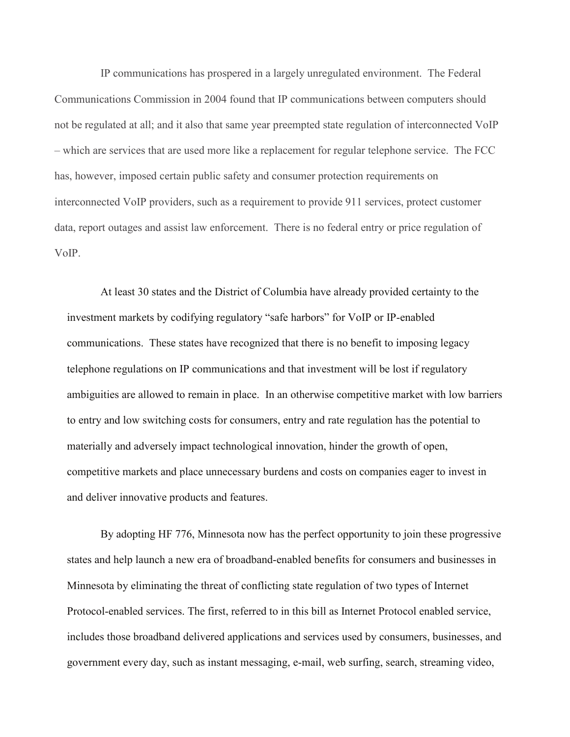IP communications has prospered in a largely unregulated environment. The Federal Communications Commission in 2004 found that IP communications between computers should not be regulated at all; and it also that same year preempted state regulation of interconnected VoIP – which are services that are used more like a replacement for regular telephone service. The FCC has, however, imposed certain public safety and consumer protection requirements on interconnected VoIP providers, such as a requirement to provide 911 services, protect customer data, report outages and assist law enforcement. There is no federal entry or price regulation of VoIP.

At least 30 states and the District of Columbia have already provided certainty to the investment markets by codifying regulatory "safe harbors" for VoIP or IP-enabled communications. These states have recognized that there is no benefit to imposing legacy telephone regulations on IP communications and that investment will be lost if regulatory ambiguities are allowed to remain in place. In an otherwise competitive market with low barriers to entry and low switching costs for consumers, entry and rate regulation has the potential to materially and adversely impact technological innovation, hinder the growth of open, competitive markets and place unnecessary burdens and costs on companies eager to invest in and deliver innovative products and features.

By adopting HF 776, Minnesota now has the perfect opportunity to join these progressive states and help launch a new era of broadband-enabled benefits for consumers and businesses in Minnesota by eliminating the threat of conflicting state regulation of two types of Internet Protocol-enabled services. The first, referred to in this bill as Internet Protocol enabled service, includes those broadband delivered applications and services used by consumers, businesses, and government every day, such as instant messaging, e-mail, web surfing, search, streaming video,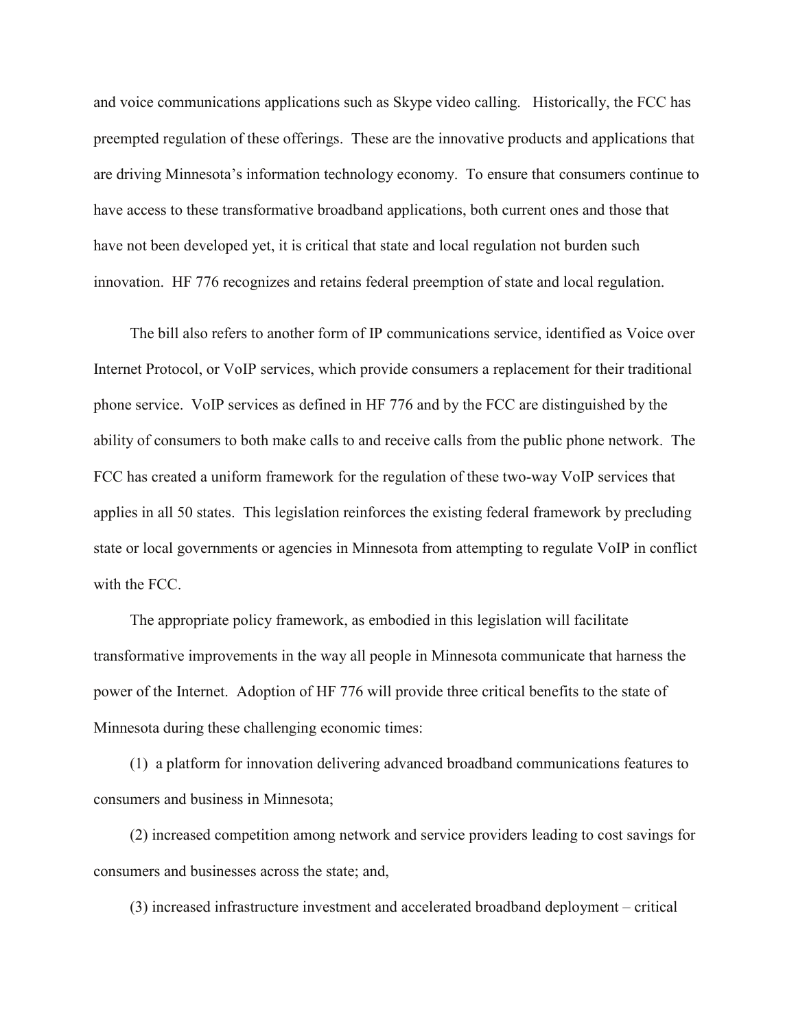and voice communications applications such as Skype video calling. Historically, the FCC has preempted regulation of these offerings. These are the innovative products and applications that are driving Minnesota's information technology economy. To ensure that consumers continue to have access to these transformative broadband applications, both current ones and those that have not been developed yet, it is critical that state and local regulation not burden such innovation. HF 776 recognizes and retains federal preemption of state and local regulation.

The bill also refers to another form of IP communications service, identified as Voice over Internet Protocol, or VoIP services, which provide consumers a replacement for their traditional phone service. VoIP services as defined in HF 776 and by the FCC are distinguished by the ability of consumers to both make calls to and receive calls from the public phone network. The FCC has created a uniform framework for the regulation of these two-way VoIP services that applies in all 50 states. This legislation reinforces the existing federal framework by precluding state or local governments or agencies in Minnesota from attempting to regulate VoIP in conflict with the FCC.

The appropriate policy framework, as embodied in this legislation will facilitate transformative improvements in the way all people in Minnesota communicate that harness the power of the Internet. Adoption of HF 776 will provide three critical benefits to the state of Minnesota during these challenging economic times:

(1) a platform for innovation delivering advanced broadband communications features to consumers and business in Minnesota;

(2) increased competition among network and service providers leading to cost savings for consumers and businesses across the state; and,

(3) increased infrastructure investment and accelerated broadband deployment – critical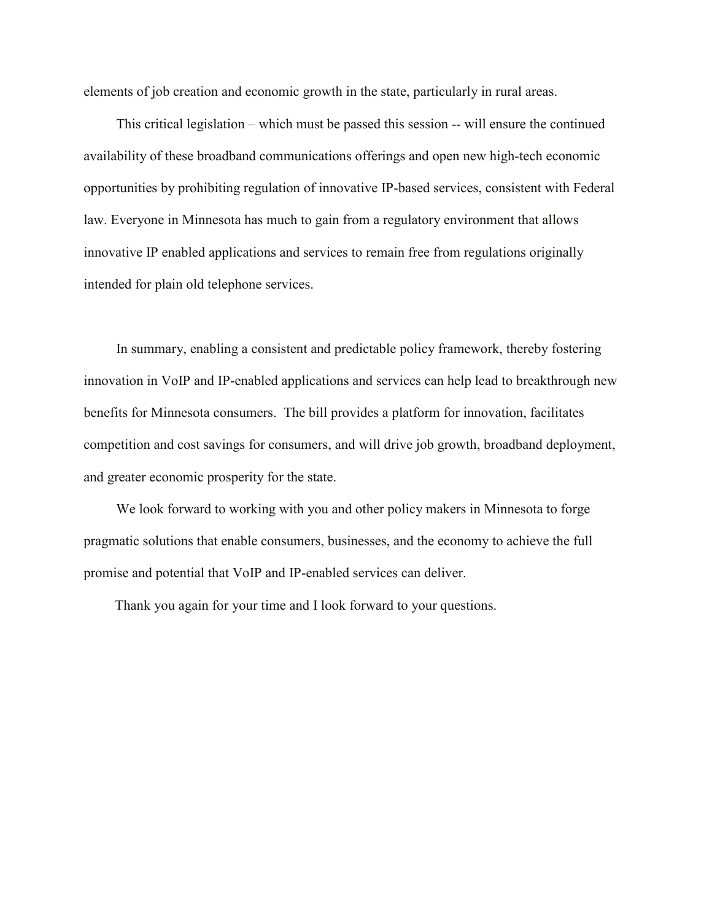elements of job creation and economic growth in the state, particularly in rural areas.

This critical legislation – which must be passed this session -- will ensure the continued availability of these broadband communications offerings and open new high-tech economic opportunities by prohibiting regulation of innovative IP-based services, consistent with Federal law. Everyone in Minnesota has much to gain from a regulatory environment that allows innovative IP enabled applications and services to remain free from regulations originally intended for plain old telephone services.

In summary, enabling a consistent and predictable policy framework, thereby fostering innovation in VoIP and IP-enabled applications and services can help lead to breakthrough new benefits for Minnesota consumers. The bill provides a platform for innovation, facilitates competition and cost savings for consumers, and will drive job growth, broadband deployment, and greater economic prosperity for the state.

We look forward to working with you and other policy makers in Minnesota to forge pragmatic solutions that enable consumers, businesses, and the economy to achieve the full promise and potential that VoIP and IP-enabled services can deliver.

Thank you again for your time and I look forward to your questions.